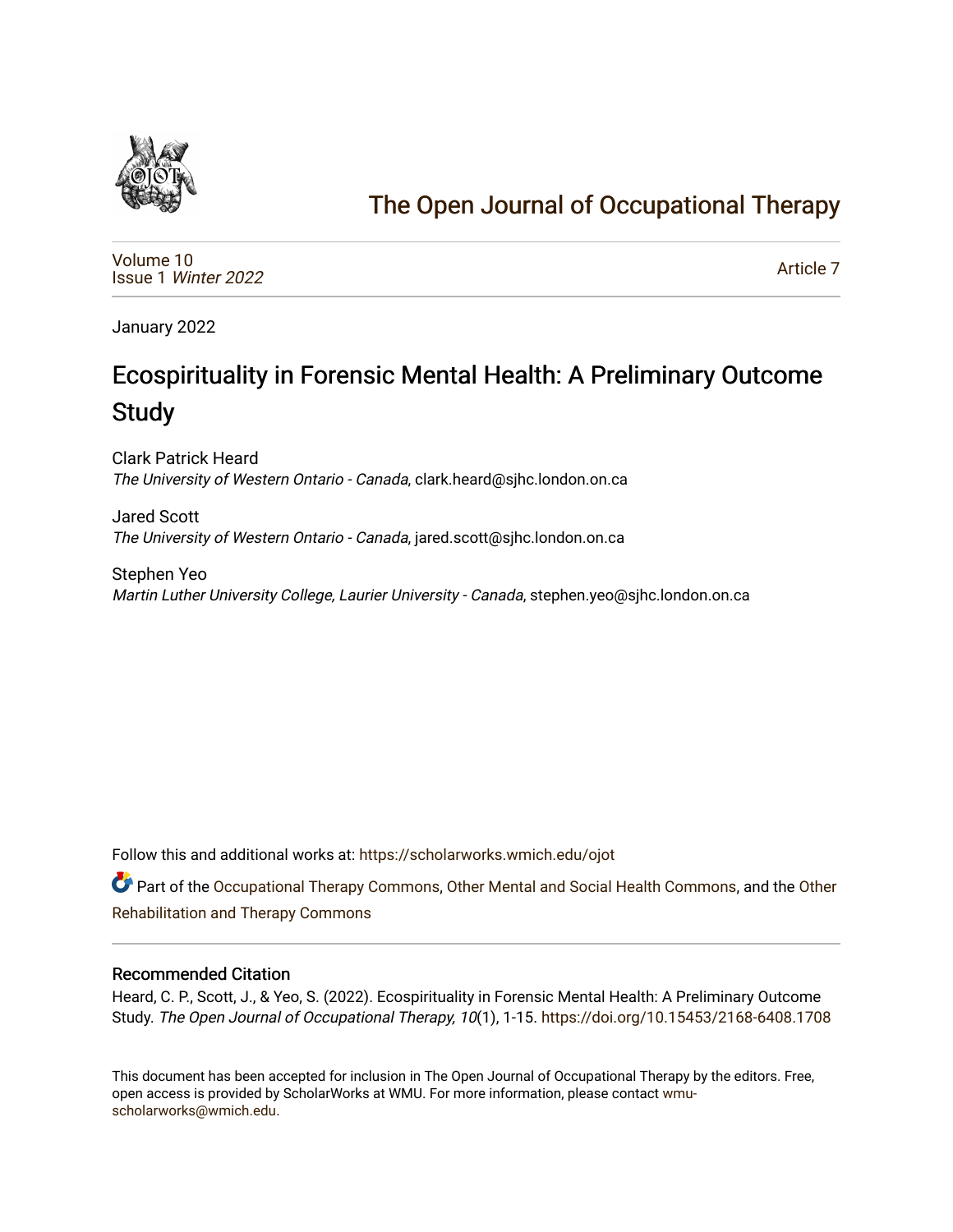# The Open Journal of Occupational Therapy

Volume 10
Issue 1 *Winter 2022*

Article 7

January 2022

# Ecospirituality in Forensic Mental Health: A Preliminary Outcome Study

Clark Patrick Heard
*The University of Western Ontario - Canada*, clark.heard@sjhc.london.on.ca

Jared Scott
*The University of Western Ontario - Canada*, jared.scott@sjhc.london.on.ca

Stephen Yeo
*Martin Luther University College, Laurier University - Canada*, stephen.yeo@sjhc.london.on.ca

Follow this and additional works at: https://scholarworks.wmich.edu/ojot

Part of the Occupational Therapy Commons, Other Mental and Social Health Commons, and the Other Rehabilitation and Therapy Commons

## Recommended Citation

Heard, C. P., Scott, J., & Yeo, S. (2022). Ecospirituality in Forensic Mental Health: A Preliminary Outcome Study. *The Open Journal of Occupational Therapy, 10*(1), 1-15. https://doi.org/10.15453/2168-6408.1708

This document has been accepted for inclusion in The Open Journal of Occupational Therapy by the editors. Free, open access is provided by ScholarWorks at WMU. For more information, please contact wmu-scholarworks@wmich.edu.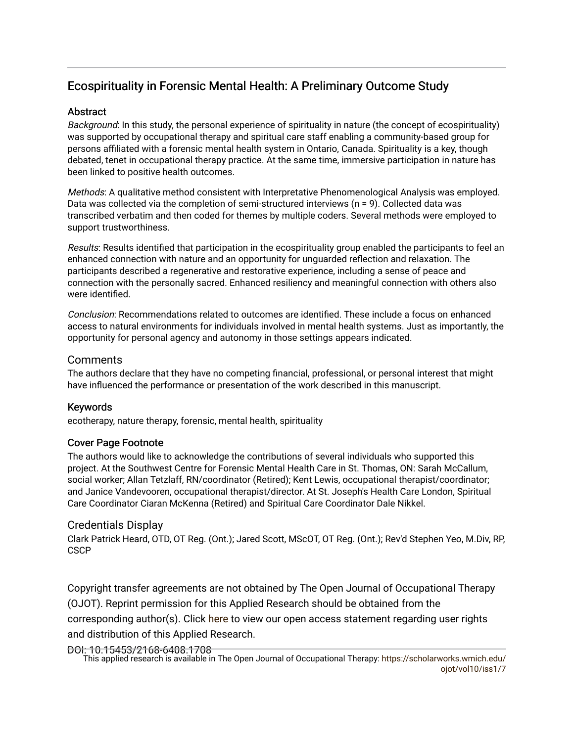# Ecospirituality in Forensic Mental Health: A Preliminary Outcome Study

## Abstract

*Background*: In this study, the personal experience of spirituality in nature (the concept of ecospirituality) was supported by occupational therapy and spiritual care staff enabling a community-based group for persons affiliated with a forensic mental health system in Ontario, Canada. Spirituality is a key, though debated, tenet in occupational therapy practice. At the same time, immersive participation in nature has been linked to positive health outcomes.

*Methods*: A qualitative method consistent with Interpretative Phenomenological Analysis was employed. Data was collected via the completion of semi-structured interviews (n = 9). Collected data was transcribed verbatim and then coded for themes by multiple coders. Several methods were employed to support trustworthiness.

*Results*: Results identified that participation in the ecospirituality group enabled the participants to feel an enhanced connection with nature and an opportunity for unguarded reflection and relaxation. The participants described a regenerative and restorative experience, including a sense of peace and connection with the personally sacred. Enhanced resiliency and meaningful connection with others also were identified.

*Conclusion*: Recommendations related to outcomes are identified. These include a focus on enhanced access to natural environments for individuals involved in mental health systems. Just as importantly, the opportunity for personal agency and autonomy in those settings appears indicated.

## Comments

The authors declare that they have no competing financial, professional, or personal interest that might have influenced the performance or presentation of the work described in this manuscript.

## Keywords

ecotherapy, nature therapy, forensic, mental health, spirituality

## Cover Page Footnote

The authors would like to acknowledge the contributions of several individuals who supported this project. At the Southwest Centre for Forensic Mental Health Care in St. Thomas, ON: Sarah McCallum, social worker; Allan Tetzlaff, RN/coordinator (Retired); Kent Lewis, occupational therapist/coordinator; and Janice Vandevooren, occupational therapist/director. At St. Joseph's Health Care London, Spiritual Care Coordinator Ciaran McKenna (Retired) and Spiritual Care Coordinator Dale Nikkel.

## Credentials Display

Clark Patrick Heard, OTD, OT Reg. (Ont.); Jared Scott, MScOT, OT Reg. (Ont.); Rev'd Stephen Yeo, M.Div, RP, CSCP

Copyright transfer agreements are not obtained by The Open Journal of Occupational Therapy (OJOT). Reprint permission for this Applied Research should be obtained from the corresponding author(s). Click here to view our open access statement regarding user rights and distribution of this Applied Research.

DOI: 10.15453/2168-6408.1708

This applied research is available in The Open Journal of Occupational Therapy: https://scholarworks.wmich.edu/ojot/vol10/iss1/7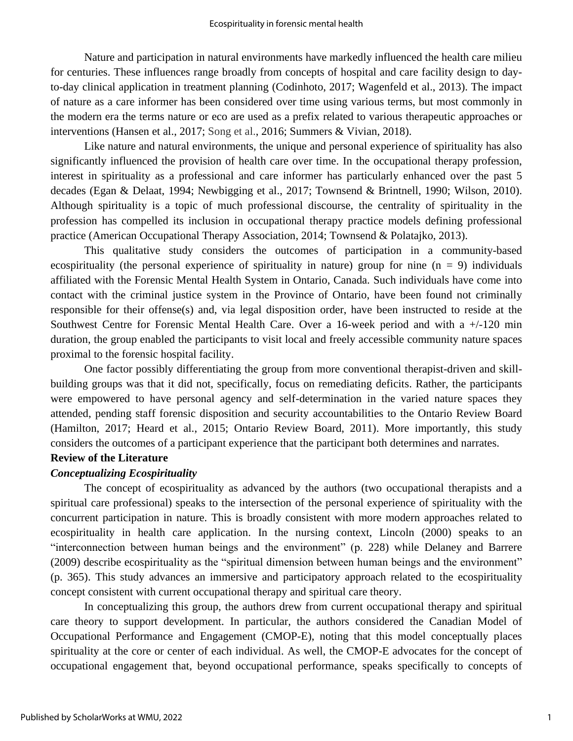Nature and participation in natural environments have markedly influenced the health care milieu for centuries. These influences range broadly from concepts of hospital and care facility design to day-to-day clinical application in treatment planning (Codinhoto, 2017; Wagenfeld et al., 2013). The impact of nature as a care informer has been considered over time using various terms, but most commonly in the modern era the terms nature or eco are used as a prefix related to various therapeutic approaches or interventions (Hansen et al., 2017; Song et al., 2016; Summers & Vivian, 2018).

Like nature and natural environments, the unique and personal experience of spirituality has also significantly influenced the provision of health care over time. In the occupational therapy profession, interest in spirituality as a professional and care informer has particularly enhanced over the past 5 decades (Egan & Delaat, 1994; Newbigging et al., 2017; Townsend & Brintnell, 1990; Wilson, 2010). Although spirituality is a topic of much professional discourse, the centrality of spirituality in the profession has compelled its inclusion in occupational therapy practice models defining professional practice (American Occupational Therapy Association, 2014; Townsend & Polatajko, 2013).

This qualitative study considers the outcomes of participation in a community-based ecospirituality (the personal experience of spirituality in nature) group for nine (n = 9) individuals affiliated with the Forensic Mental Health System in Ontario, Canada. Such individuals have come into contact with the criminal justice system in the Province of Ontario, have been found not criminally responsible for their offense(s) and, via legal disposition order, have been instructed to reside at the Southwest Centre for Forensic Mental Health Care. Over a 16-week period and with a +/-120 min duration, the group enabled the participants to visit local and freely accessible community nature spaces proximal to the forensic hospital facility.

One factor possibly differentiating the group from more conventional therapist-driven and skill-building groups was that it did not, specifically, focus on remediating deficits. Rather, the participants were empowered to have personal agency and self-determination in the varied nature spaces they attended, pending staff forensic disposition and security accountabilities to the Ontario Review Board (Hamilton, 2017; Heard et al., 2015; Ontario Review Board, 2011). More importantly, this study considers the outcomes of a participant experience that the participant both determines and narrates.

## Review of the Literature

### *Conceptualizing Ecospirituality*

The concept of ecospirituality as advanced by the authors (two occupational therapists and a spiritual care professional) speaks to the intersection of the personal experience of spirituality with the concurrent participation in nature. This is broadly consistent with more modern approaches related to ecospirituality in health care application. In the nursing context, Lincoln (2000) speaks to an "interconnection between human beings and the environment" (p. 228) while Delaney and Barrere (2009) describe ecospirituality as the "spiritual dimension between human beings and the environment" (p. 365). This study advances an immersive and participatory approach related to the ecospirituality concept consistent with current occupational therapy and spiritual care theory.

In conceptualizing this group, the authors drew from current occupational therapy and spiritual care theory to support development. In particular, the authors considered the Canadian Model of Occupational Performance and Engagement (CMOP-E), noting that this model conceptually places spirituality at the core or center of each individual. As well, the CMOP-E advocates for the concept of occupational engagement that, beyond occupational performance, speaks specifically to concepts of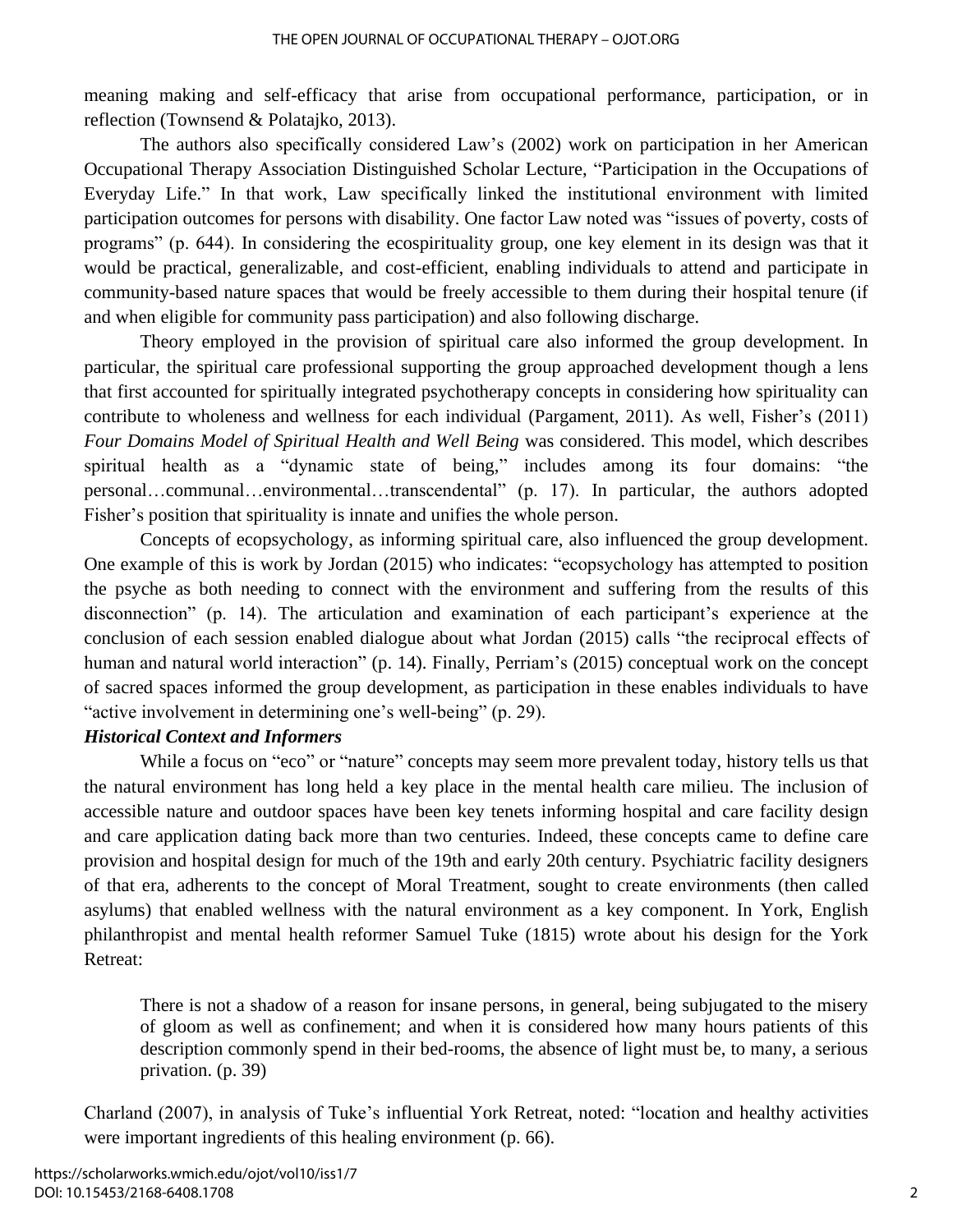meaning making and self-efficacy that arise from occupational performance, participation, or in reflection (Townsend & Polatajko, 2013).

The authors also specifically considered Law's (2002) work on participation in her American Occupational Therapy Association Distinguished Scholar Lecture, "Participation in the Occupations of Everyday Life." In that work, Law specifically linked the institutional environment with limited participation outcomes for persons with disability. One factor Law noted was "issues of poverty, costs of programs" (p. 644). In considering the ecospirituality group, one key element in its design was that it would be practical, generalizable, and cost-efficient, enabling individuals to attend and participate in community-based nature spaces that would be freely accessible to them during their hospital tenure (if and when eligible for community pass participation) and also following discharge.

Theory employed in the provision of spiritual care also informed the group development. In particular, the spiritual care professional supporting the group approached development though a lens that first accounted for spiritually integrated psychotherapy concepts in considering how spirituality can contribute to wholeness and wellness for each individual (Pargament, 2011). As well, Fisher's (2011) *Four Domains Model of Spiritual Health and Well Being* was considered. This model, which describes spiritual health as a "dynamic state of being," includes among its four domains: "the personal…communal…environmental…transcendental" (p. 17). In particular, the authors adopted Fisher's position that spirituality is innate and unifies the whole person.

Concepts of ecopsychology, as informing spiritual care, also influenced the group development. One example of this is work by Jordan (2015) who indicates: "ecopsychology has attempted to position the psyche as both needing to connect with the environment and suffering from the results of this disconnection" (p. 14). The articulation and examination of each participant's experience at the conclusion of each session enabled dialogue about what Jordan (2015) calls "the reciprocal effects of human and natural world interaction" (p. 14). Finally, Perriam's (2015) conceptual work on the concept of sacred spaces informed the group development, as participation in these enables individuals to have "active involvement in determining one's well-being" (p. 29).

### *Historical Context and Informers*

While a focus on "eco" or "nature" concepts may seem more prevalent today, history tells us that the natural environment has long held a key place in the mental health care milieu. The inclusion of accessible nature and outdoor spaces have been key tenets informing hospital and care facility design and care application dating back more than two centuries. Indeed, these concepts came to define care provision and hospital design for much of the 19th and early 20th century. Psychiatric facility designers of that era, adherents to the concept of Moral Treatment, sought to create environments (then called asylums) that enabled wellness with the natural environment as a key component. In York, English philanthropist and mental health reformer Samuel Tuke (1815) wrote about his design for the York Retreat:

> There is not a shadow of a reason for insane persons, in general, being subjugated to the misery of gloom as well as confinement; and when it is considered how many hours patients of this description commonly spend in their bed-rooms, the absence of light must be, to many, a serious privation. (p. 39)

Charland (2007), in analysis of Tuke's influential York Retreat, noted: "location and healthy activities were important ingredients of this healing environment (p. 66).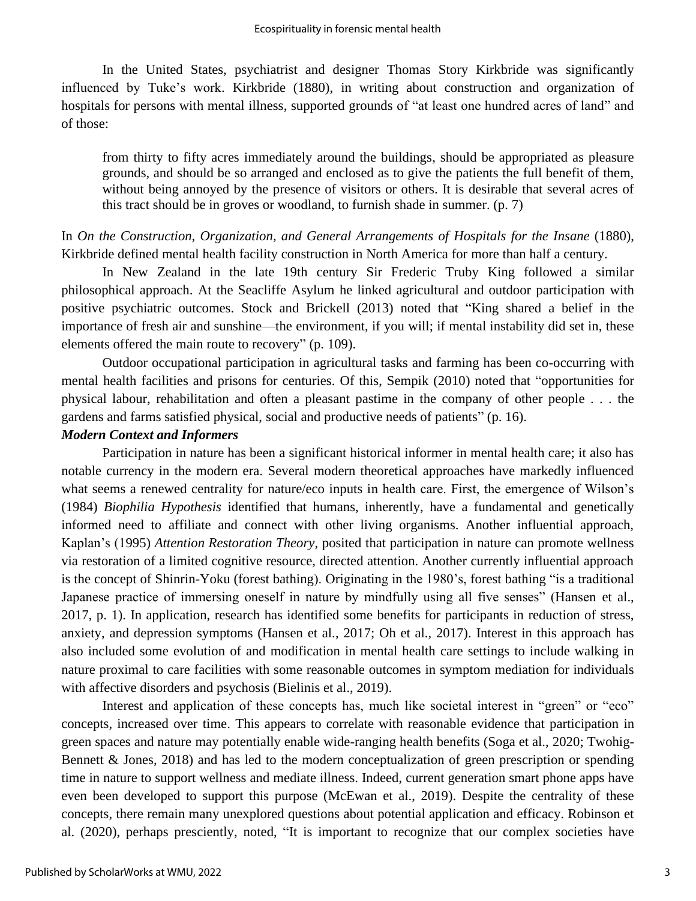In the United States, psychiatrist and designer Thomas Story Kirkbride was significantly influenced by Tuke's work. Kirkbride (1880), in writing about construction and organization of hospitals for persons with mental illness, supported grounds of "at least one hundred acres of land" and of those:

> from thirty to fifty acres immediately around the buildings, should be appropriated as pleasure grounds, and should be so arranged and enclosed as to give the patients the full benefit of them, without being annoyed by the presence of visitors or others. It is desirable that several acres of this tract should be in groves or woodland, to furnish shade in summer. (p. 7)

In *On the Construction, Organization, and General Arrangements of Hospitals for the Insane* (1880), Kirkbride defined mental health facility construction in North America for more than half a century.

In New Zealand in the late 19th century Sir Frederic Truby King followed a similar philosophical approach. At the Seacliffe Asylum he linked agricultural and outdoor participation with positive psychiatric outcomes. Stock and Brickell (2013) noted that "King shared a belief in the importance of fresh air and sunshine—the environment, if you will; if mental instability did set in, these elements offered the main route to recovery" (p. 109).

Outdoor occupational participation in agricultural tasks and farming has been co-occurring with mental health facilities and prisons for centuries. Of this, Sempik (2010) noted that "opportunities for physical labour, rehabilitation and often a pleasant pastime in the company of other people . . . the gardens and farms satisfied physical, social and productive needs of patients" (p. 16).

### *Modern Context and Informers*

Participation in nature has been a significant historical informer in mental health care; it also has notable currency in the modern era. Several modern theoretical approaches have markedly influenced what seems a renewed centrality for nature/eco inputs in health care. First, the emergence of Wilson's (1984) *Biophilia Hypothesis* identified that humans, inherently, have a fundamental and genetically informed need to affiliate and connect with other living organisms. Another influential approach, Kaplan's (1995) *Attention Restoration Theory*, posited that participation in nature can promote wellness via restoration of a limited cognitive resource, directed attention. Another currently influential approach is the concept of Shinrin-Yoku (forest bathing). Originating in the 1980's, forest bathing "is a traditional Japanese practice of immersing oneself in nature by mindfully using all five senses" (Hansen et al., 2017, p. 1). In application, research has identified some benefits for participants in reduction of stress, anxiety, and depression symptoms (Hansen et al., 2017; Oh et al., 2017). Interest in this approach has also included some evolution of and modification in mental health care settings to include walking in nature proximal to care facilities with some reasonable outcomes in symptom mediation for individuals with affective disorders and psychosis (Bielinis et al., 2019).

Interest and application of these concepts has, much like societal interest in "green" or "eco" concepts, increased over time. This appears to correlate with reasonable evidence that participation in green spaces and nature may potentially enable wide-ranging health benefits (Soga et al., 2020; Twohig-Bennett & Jones, 2018) and has led to the modern conceptualization of green prescription or spending time in nature to support wellness and mediate illness. Indeed, current generation smart phone apps have even been developed to support this purpose (McEwan et al., 2019). Despite the centrality of these concepts, there remain many unexplored questions about potential application and efficacy. Robinson et al. (2020), perhaps presciently, noted, "It is important to recognize that our complex societies have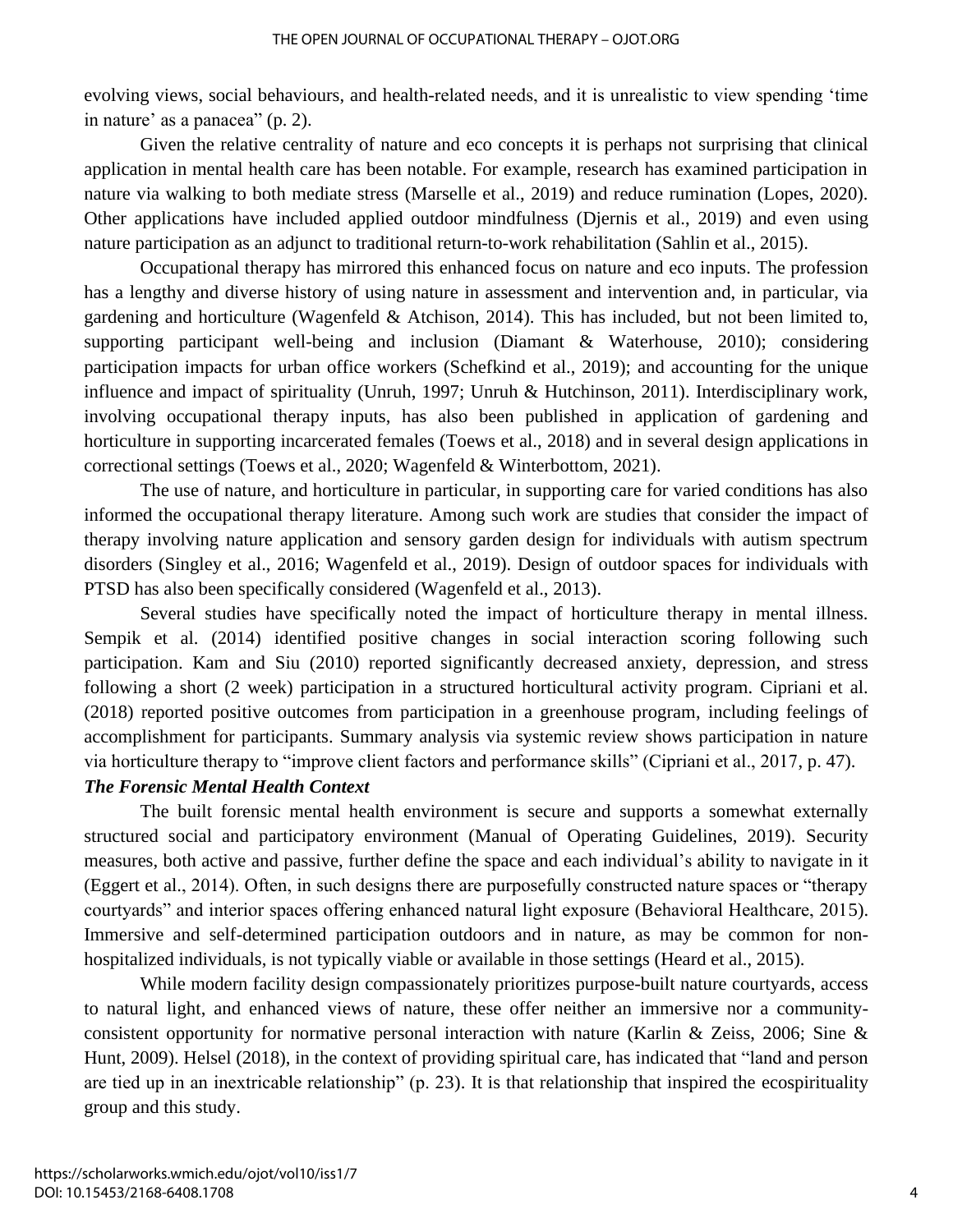evolving views, social behaviours, and health-related needs, and it is unrealistic to view spending 'time in nature' as a panacea" (p. 2).

Given the relative centrality of nature and eco concepts it is perhaps not surprising that clinical application in mental health care has been notable. For example, research has examined participation in nature via walking to both mediate stress (Marselle et al., 2019) and reduce rumination (Lopes, 2020). Other applications have included applied outdoor mindfulness (Djernis et al., 2019) and even using nature participation as an adjunct to traditional return-to-work rehabilitation (Sahlin et al., 2015).

Occupational therapy has mirrored this enhanced focus on nature and eco inputs. The profession has a lengthy and diverse history of using nature in assessment and intervention and, in particular, via gardening and horticulture (Wagenfeld & Atchison, 2014). This has included, but not been limited to, supporting participant well-being and inclusion (Diamant & Waterhouse, 2010); considering participation impacts for urban office workers (Schefkind et al., 2019); and accounting for the unique influence and impact of spirituality (Unruh, 1997; Unruh & Hutchinson, 2011). Interdisciplinary work, involving occupational therapy inputs, has also been published in application of gardening and horticulture in supporting incarcerated females (Toews et al., 2018) and in several design applications in correctional settings (Toews et al., 2020; Wagenfeld & Winterbottom, 2021).

The use of nature, and horticulture in particular, in supporting care for varied conditions has also informed the occupational therapy literature. Among such work are studies that consider the impact of therapy involving nature application and sensory garden design for individuals with autism spectrum disorders (Singley et al., 2016; Wagenfeld et al., 2019). Design of outdoor spaces for individuals with PTSD has also been specifically considered (Wagenfeld et al., 2013).

Several studies have specifically noted the impact of horticulture therapy in mental illness. Sempik et al. (2014) identified positive changes in social interaction scoring following such participation. Kam and Siu (2010) reported significantly decreased anxiety, depression, and stress following a short (2 week) participation in a structured horticultural activity program. Cipriani et al. (2018) reported positive outcomes from participation in a greenhouse program, including feelings of accomplishment for participants. Summary analysis via systemic review shows participation in nature via horticulture therapy to "improve client factors and performance skills" (Cipriani et al., 2017, p. 47).

### *The Forensic Mental Health Context*

The built forensic mental health environment is secure and supports a somewhat externally structured social and participatory environment (Manual of Operating Guidelines, 2019). Security measures, both active and passive, further define the space and each individual's ability to navigate in it (Eggert et al., 2014). Often, in such designs there are purposefully constructed nature spaces or "therapy courtyards" and interior spaces offering enhanced natural light exposure (Behavioral Healthcare, 2015). Immersive and self-determined participation outdoors and in nature, as may be common for non-hospitalized individuals, is not typically viable or available in those settings (Heard et al., 2015).

While modern facility design compassionately prioritizes purpose-built nature courtyards, access to natural light, and enhanced views of nature, these offer neither an immersive nor a community-consistent opportunity for normative personal interaction with nature (Karlin & Zeiss, 2006; Sine & Hunt, 2009). Helsel (2018), in the context of providing spiritual care, has indicated that "land and person are tied up in an inextricable relationship" (p. 23). It is that relationship that inspired the ecospirituality group and this study.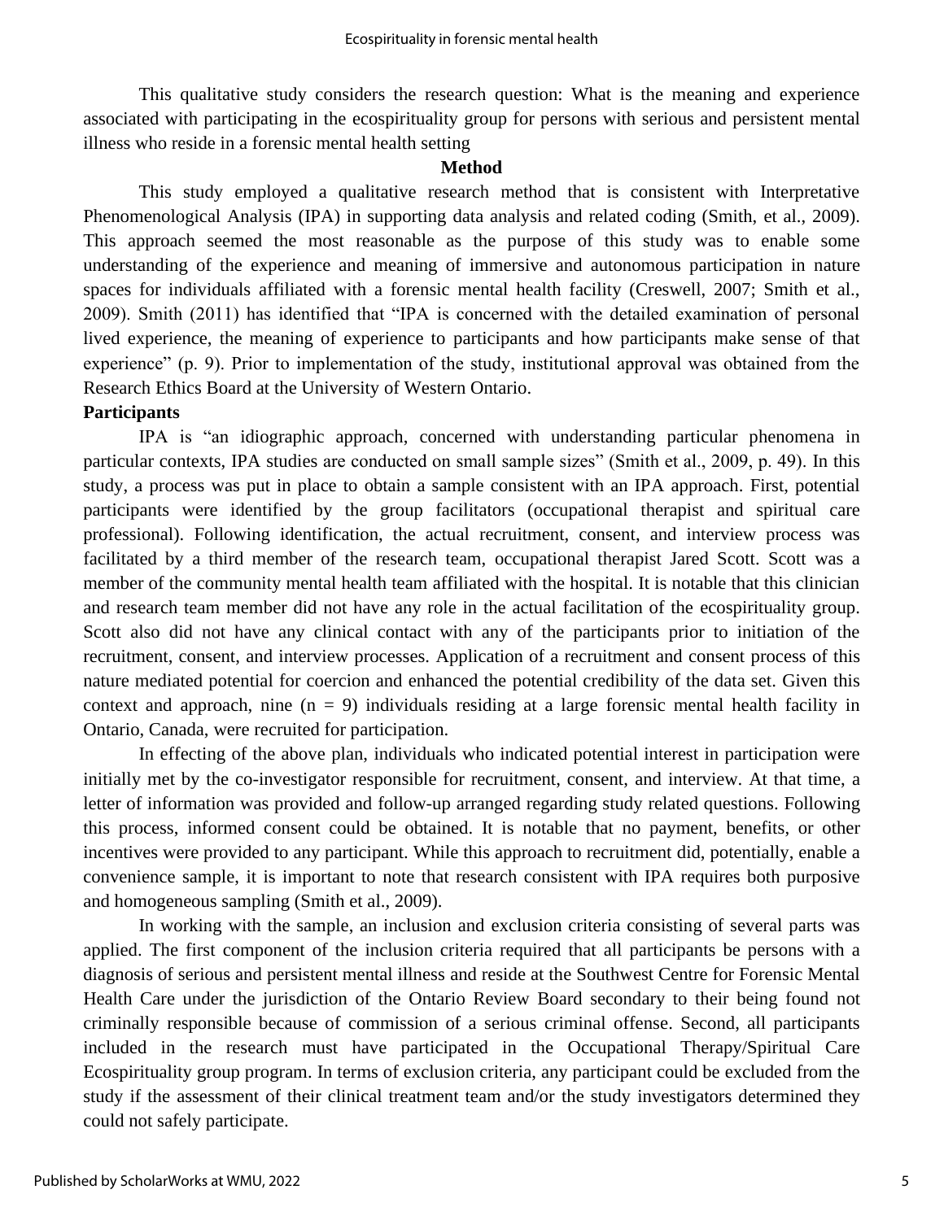This qualitative study considers the research question: What is the meaning and experience associated with participating in the ecospirituality group for persons with serious and persistent mental illness who reside in a forensic mental health setting

## Method

This study employed a qualitative research method that is consistent with Interpretative Phenomenological Analysis (IPA) in supporting data analysis and related coding (Smith, et al., 2009). This approach seemed the most reasonable as the purpose of this study was to enable some understanding of the experience and meaning of immersive and autonomous participation in nature spaces for individuals affiliated with a forensic mental health facility (Creswell, 2007; Smith et al., 2009). Smith (2011) has identified that "IPA is concerned with the detailed examination of personal lived experience, the meaning of experience to participants and how participants make sense of that experience" (p. 9). Prior to implementation of the study, institutional approval was obtained from the Research Ethics Board at the University of Western Ontario.

### Participants

IPA is "an idiographic approach, concerned with understanding particular phenomena in particular contexts, IPA studies are conducted on small sample sizes" (Smith et al., 2009, p. 49). In this study, a process was put in place to obtain a sample consistent with an IPA approach. First, potential participants were identified by the group facilitators (occupational therapist and spiritual care professional). Following identification, the actual recruitment, consent, and interview process was facilitated by a third member of the research team, occupational therapist Jared Scott. Scott was a member of the community mental health team affiliated with the hospital. It is notable that this clinician and research team member did not have any role in the actual facilitation of the ecospirituality group. Scott also did not have any clinical contact with any of the participants prior to initiation of the recruitment, consent, and interview processes. Application of a recruitment and consent process of this nature mediated potential for coercion and enhanced the potential credibility of the data set. Given this context and approach, nine (n = 9) individuals residing at a large forensic mental health facility in Ontario, Canada, were recruited for participation.

In effecting of the above plan, individuals who indicated potential interest in participation were initially met by the co-investigator responsible for recruitment, consent, and interview. At that time, a letter of information was provided and follow-up arranged regarding study related questions. Following this process, informed consent could be obtained. It is notable that no payment, benefits, or other incentives were provided to any participant. While this approach to recruitment did, potentially, enable a convenience sample, it is important to note that research consistent with IPA requires both purposive and homogeneous sampling (Smith et al., 2009).

In working with the sample, an inclusion and exclusion criteria consisting of several parts was applied. The first component of the inclusion criteria required that all participants be persons with a diagnosis of serious and persistent mental illness and reside at the Southwest Centre for Forensic Mental Health Care under the jurisdiction of the Ontario Review Board secondary to their being found not criminally responsible because of commission of a serious criminal offense. Second, all participants included in the research must have participated in the Occupational Therapy/Spiritual Care Ecospirituality group program. In terms of exclusion criteria, any participant could be excluded from the study if the assessment of their clinical treatment team and/or the study investigators determined they could not safely participate.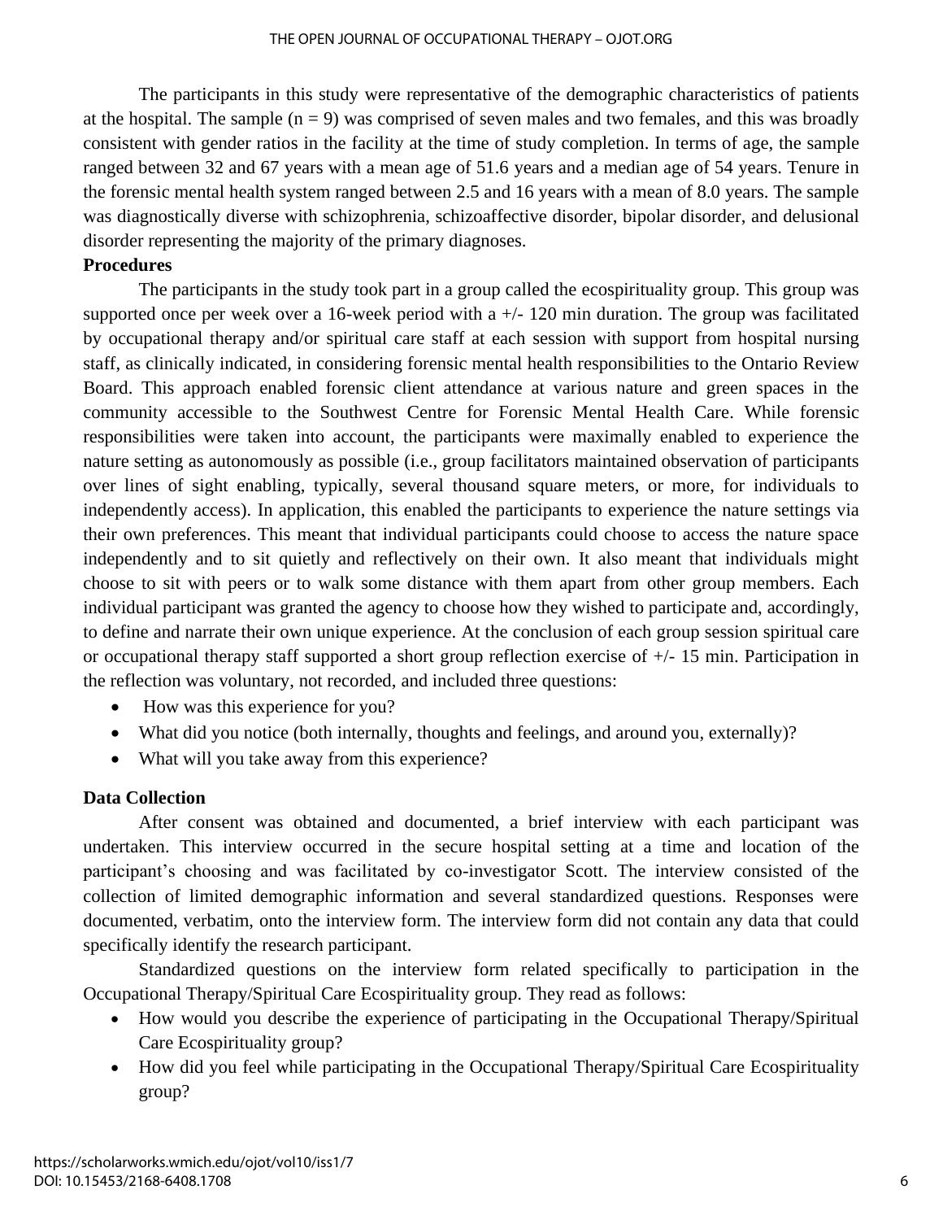The participants in this study were representative of the demographic characteristics of patients at the hospital. The sample (n = 9) was comprised of seven males and two females, and this was broadly consistent with gender ratios in the facility at the time of study completion. In terms of age, the sample ranged between 32 and 67 years with a mean age of 51.6 years and a median age of 54 years. Tenure in the forensic mental health system ranged between 2.5 and 16 years with a mean of 8.0 years. The sample was diagnostically diverse with schizophrenia, schizoaffective disorder, bipolar disorder, and delusional disorder representing the majority of the primary diagnoses.

**Procedures**

The participants in the study took part in a group called the ecospirituality group. This group was supported once per week over a 16-week period with a +/- 120 min duration. The group was facilitated by occupational therapy and/or spiritual care staff at each session with support from hospital nursing staff, as clinically indicated, in considering forensic mental health responsibilities to the Ontario Review Board. This approach enabled forensic client attendance at various nature and green spaces in the community accessible to the Southwest Centre for Forensic Mental Health Care. While forensic responsibilities were taken into account, the participants were maximally enabled to experience the nature setting as autonomously as possible (i.e., group facilitators maintained observation of participants over lines of sight enabling, typically, several thousand square meters, or more, for individuals to independently access). In application, this enabled the participants to experience the nature settings via their own preferences. This meant that individual participants could choose to access the nature space independently and to sit quietly and reflectively on their own. It also meant that individuals might choose to sit with peers or to walk some distance with them apart from other group members. Each individual participant was granted the agency to choose how they wished to participate and, accordingly, to define and narrate their own unique experience. At the conclusion of each group session spiritual care or occupational therapy staff supported a short group reflection exercise of +/- 15 min. Participation in the reflection was voluntary, not recorded, and included three questions:

- How was this experience for you?
- What did you notice (both internally, thoughts and feelings, and around you, externally)?
- What will you take away from this experience?

**Data Collection**

After consent was obtained and documented, a brief interview with each participant was undertaken. This interview occurred in the secure hospital setting at a time and location of the participant's choosing and was facilitated by co-investigator Scott. The interview consisted of the collection of limited demographic information and several standardized questions. Responses were documented, verbatim, onto the interview form. The interview form did not contain any data that could specifically identify the research participant.

Standardized questions on the interview form related specifically to participation in the Occupational Therapy/Spiritual Care Ecospirituality group. They read as follows:

- How would you describe the experience of participating in the Occupational Therapy/Spiritual Care Ecospirituality group?
- How did you feel while participating in the Occupational Therapy/Spiritual Care Ecospirituality group?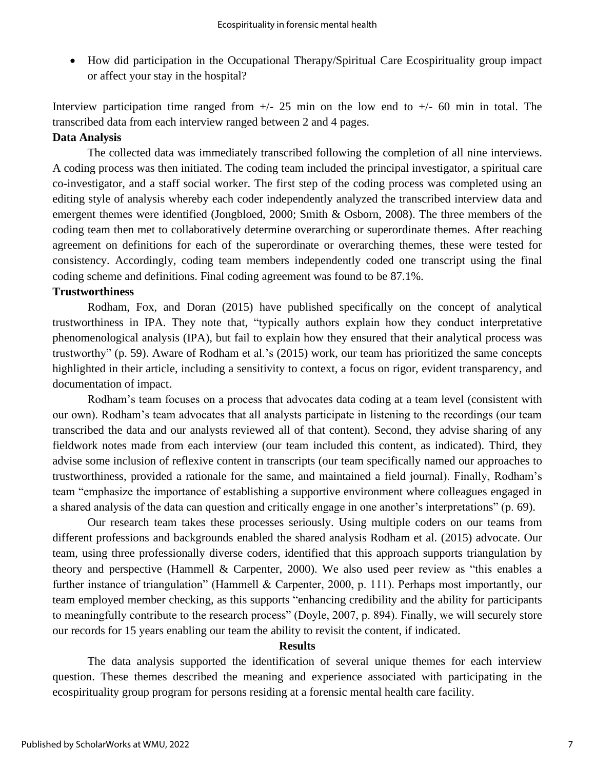- How did participation in the Occupational Therapy/Spiritual Care Ecospirituality group impact or affect your stay in the hospital?

Interview participation time ranged from +/- 25 min on the low end to +/- 60 min in total. The transcribed data from each interview ranged between 2 and 4 pages.

**Data Analysis**

The collected data was immediately transcribed following the completion of all nine interviews. A coding process was then initiated. The coding team included the principal investigator, a spiritual care co-investigator, and a staff social worker. The first step of the coding process was completed using an editing style of analysis whereby each coder independently analyzed the transcribed interview data and emergent themes were identified (Jongbloed, 2000; Smith & Osborn, 2008). The three members of the coding team then met to collaboratively determine overarching or superordinate themes. After reaching agreement on definitions for each of the superordinate or overarching themes, these were tested for consistency. Accordingly, coding team members independently coded one transcript using the final coding scheme and definitions. Final coding agreement was found to be 87.1%.

**Trustworthiness**

Rodham, Fox, and Doran (2015) have published specifically on the concept of analytical trustworthiness in IPA. They note that, "typically authors explain how they conduct interpretative phenomenological analysis (IPA), but fail to explain how they ensured that their analytical process was trustworthy" (p. 59). Aware of Rodham et al.'s (2015) work, our team has prioritized the same concepts highlighted in their article, including a sensitivity to context, a focus on rigor, evident transparency, and documentation of impact.

Rodham's team focuses on a process that advocates data coding at a team level (consistent with our own). Rodham's team advocates that all analysts participate in listening to the recordings (our team transcribed the data and our analysts reviewed all of that content). Second, they advise sharing of any fieldwork notes made from each interview (our team included this content, as indicated). Third, they advise some inclusion of reflexive content in transcripts (our team specifically named our approaches to trustworthiness, provided a rationale for the same, and maintained a field journal). Finally, Rodham's team "emphasize the importance of establishing a supportive environment where colleagues engaged in a shared analysis of the data can question and critically engage in one another's interpretations" (p. 69).

Our research team takes these processes seriously. Using multiple coders on our teams from different professions and backgrounds enabled the shared analysis Rodham et al. (2015) advocate. Our team, using three professionally diverse coders, identified that this approach supports triangulation by theory and perspective (Hammell & Carpenter, 2000). We also used peer review as "this enables a further instance of triangulation" (Hammell & Carpenter, 2000, p. 111). Perhaps most importantly, our team employed member checking, as this supports "enhancing credibility and the ability for participants to meaningfully contribute to the research process" (Doyle, 2007, p. 894). Finally, we will securely store our records for 15 years enabling our team the ability to revisit the content, if indicated.

## Results

The data analysis supported the identification of several unique themes for each interview question. These themes described the meaning and experience associated with participating in the ecospirituality group program for persons residing at a forensic mental health care facility.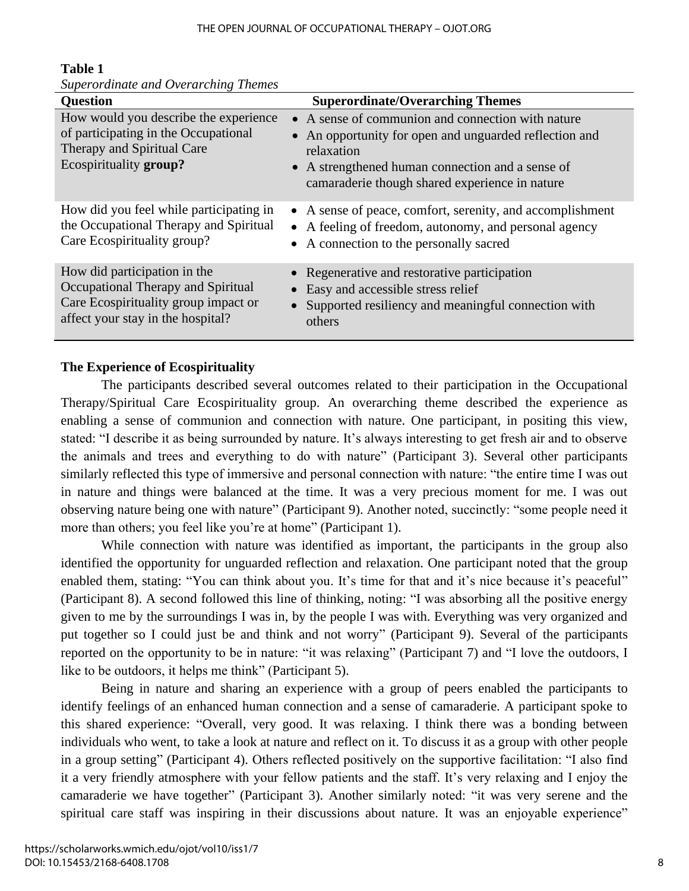**Table 1**

*Superordinate and Overarching Themes*

| Question | Superordinate/Overarching Themes |
|---|---|
| How would you describe the experience of participating in the Occupational Therapy and Spiritual Care Ecospirituality **group?** | • A sense of communion and connection with nature<br>• An opportunity for open and unguarded reflection and relaxation<br>• A strengthened human connection and a sense of camaraderie though shared experience in nature |
| How did you feel while participating in the Occupational Therapy and Spiritual Care Ecospirituality group? | • A sense of peace, comfort, serenity, and accomplishment<br>• A feeling of freedom, autonomy, and personal agency<br>• A connection to the personally sacred |
| How did participation in the Occupational Therapy and Spiritual Care Ecospirituality group impact or affect your stay in the hospital? | • Regenerative and restorative participation<br>• Easy and accessible stress relief<br>• Supported resiliency and meaningful connection with others |

**The Experience of Ecospirituality**

The participants described several outcomes related to their participation in the Occupational Therapy/Spiritual Care Ecospirituality group. An overarching theme described the experience as enabling a sense of communion and connection with nature. One participant, in positing this view, stated: "I describe it as being surrounded by nature. It's always interesting to get fresh air and to observe the animals and trees and everything to do with nature" (Participant 3). Several other participants similarly reflected this type of immersive and personal connection with nature: "the entire time I was out in nature and things were balanced at the time. It was a very precious moment for me. I was out observing nature being one with nature" (Participant 9). Another noted, succinctly: "some people need it more than others; you feel like you're at home" (Participant 1).

While connection with nature was identified as important, the participants in the group also identified the opportunity for unguarded reflection and relaxation. One participant noted that the group enabled them, stating: "You can think about you. It's time for that and it's nice because it's peaceful" (Participant 8). A second followed this line of thinking, noting: "I was absorbing all the positive energy given to me by the surroundings I was in, by the people I was with. Everything was very organized and put together so I could just be and think and not worry" (Participant 9). Several of the participants reported on the opportunity to be in nature: "it was relaxing" (Participant 7) and "I love the outdoors, I like to be outdoors, it helps me think" (Participant 5).

Being in nature and sharing an experience with a group of peers enabled the participants to identify feelings of an enhanced human connection and a sense of camaraderie. A participant spoke to this shared experience: "Overall, very good. It was relaxing. I think there was a bonding between individuals who went, to take a look at nature and reflect on it. To discuss it as a group with other people in a group setting" (Participant 4). Others reflected positively on the supportive facilitation: "I also find it a very friendly atmosphere with your fellow patients and the staff. It's very relaxing and I enjoy the camaraderie we have together" (Participant 3). Another similarly noted: "it was very serene and the spiritual care staff was inspiring in their discussions about nature. It was an enjoyable experience"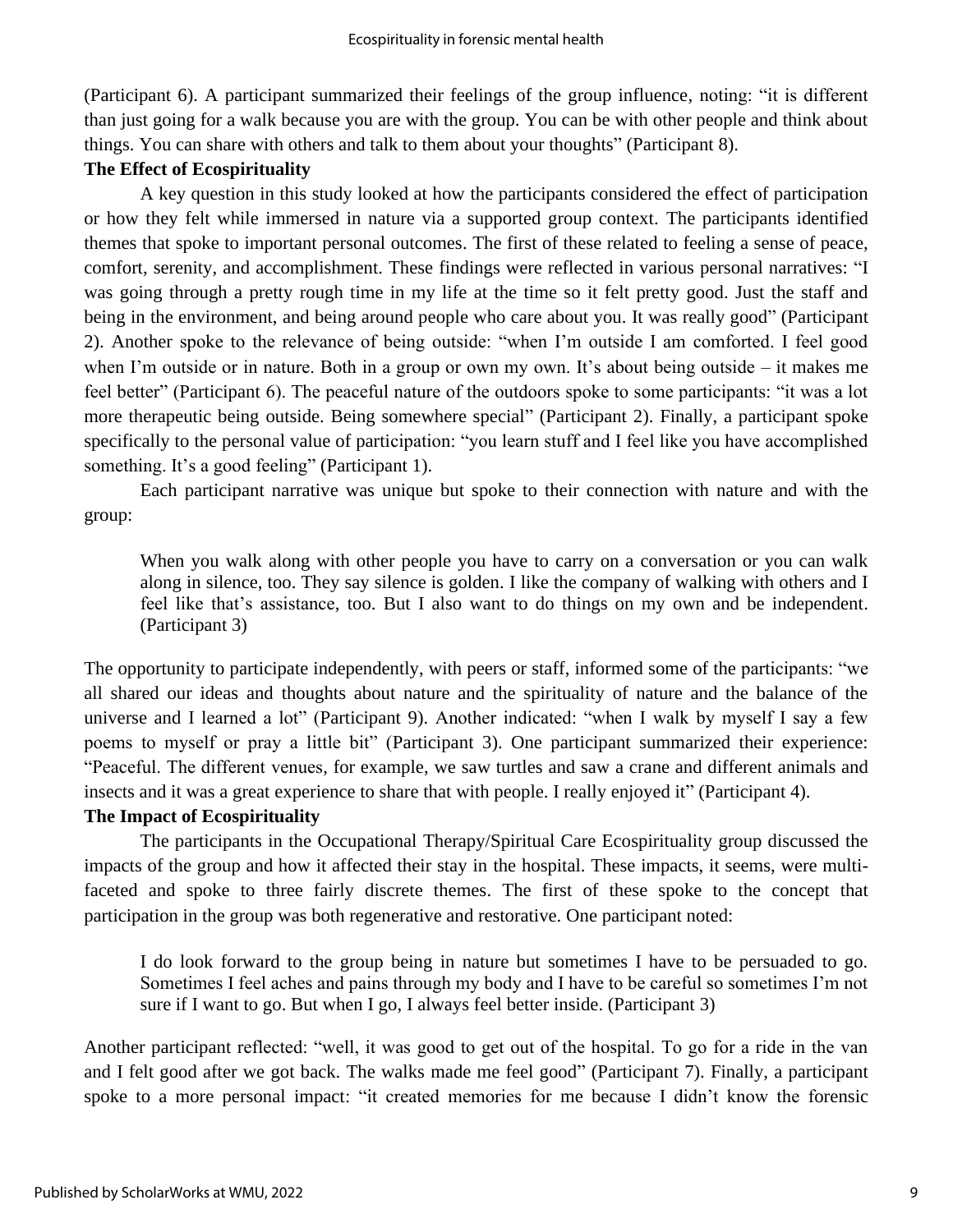(Participant 6). A participant summarized their feelings of the group influence, noting: "it is different than just going for a walk because you are with the group. You can be with other people and think about things. You can share with others and talk to them about your thoughts" (Participant 8).

**The Effect of Ecospirituality**

A key question in this study looked at how the participants considered the effect of participation or how they felt while immersed in nature via a supported group context. The participants identified themes that spoke to important personal outcomes. The first of these related to feeling a sense of peace, comfort, serenity, and accomplishment. These findings were reflected in various personal narratives: "I was going through a pretty rough time in my life at the time so it felt pretty good. Just the staff and being in the environment, and being around people who care about you. It was really good" (Participant 2). Another spoke to the relevance of being outside: "when I'm outside I am comforted. I feel good when I'm outside or in nature. Both in a group or own my own. It's about being outside – it makes me feel better" (Participant 6). The peaceful nature of the outdoors spoke to some participants: "it was a lot more therapeutic being outside. Being somewhere special" (Participant 2). Finally, a participant spoke specifically to the personal value of participation: "you learn stuff and I feel like you have accomplished something. It's a good feeling" (Participant 1).

Each participant narrative was unique but spoke to their connection with nature and with the group:

> When you walk along with other people you have to carry on a conversation or you can walk along in silence, too. They say silence is golden. I like the company of walking with others and I feel like that's assistance, too. But I also want to do things on my own and be independent. (Participant 3)

The opportunity to participate independently, with peers or staff, informed some of the participants: "we all shared our ideas and thoughts about nature and the spirituality of nature and the balance of the universe and I learned a lot" (Participant 9). Another indicated: "when I walk by myself I say a few poems to myself or pray a little bit" (Participant 3). One participant summarized their experience: "Peaceful. The different venues, for example, we saw turtles and saw a crane and different animals and insects and it was a great experience to share that with people. I really enjoyed it" (Participant 4).

**The Impact of Ecospirituality**

The participants in the Occupational Therapy/Spiritual Care Ecospirituality group discussed the impacts of the group and how it affected their stay in the hospital. These impacts, it seems, were multi-faceted and spoke to three fairly discrete themes. The first of these spoke to the concept that participation in the group was both regenerative and restorative. One participant noted:

> I do look forward to the group being in nature but sometimes I have to be persuaded to go. Sometimes I feel aches and pains through my body and I have to be careful so sometimes I'm not sure if I want to go. But when I go, I always feel better inside. (Participant 3)

Another participant reflected: "well, it was good to get out of the hospital. To go for a ride in the van and I felt good after we got back. The walks made me feel good" (Participant 7). Finally, a participant spoke to a more personal impact: "it created memories for me because I didn't know the forensic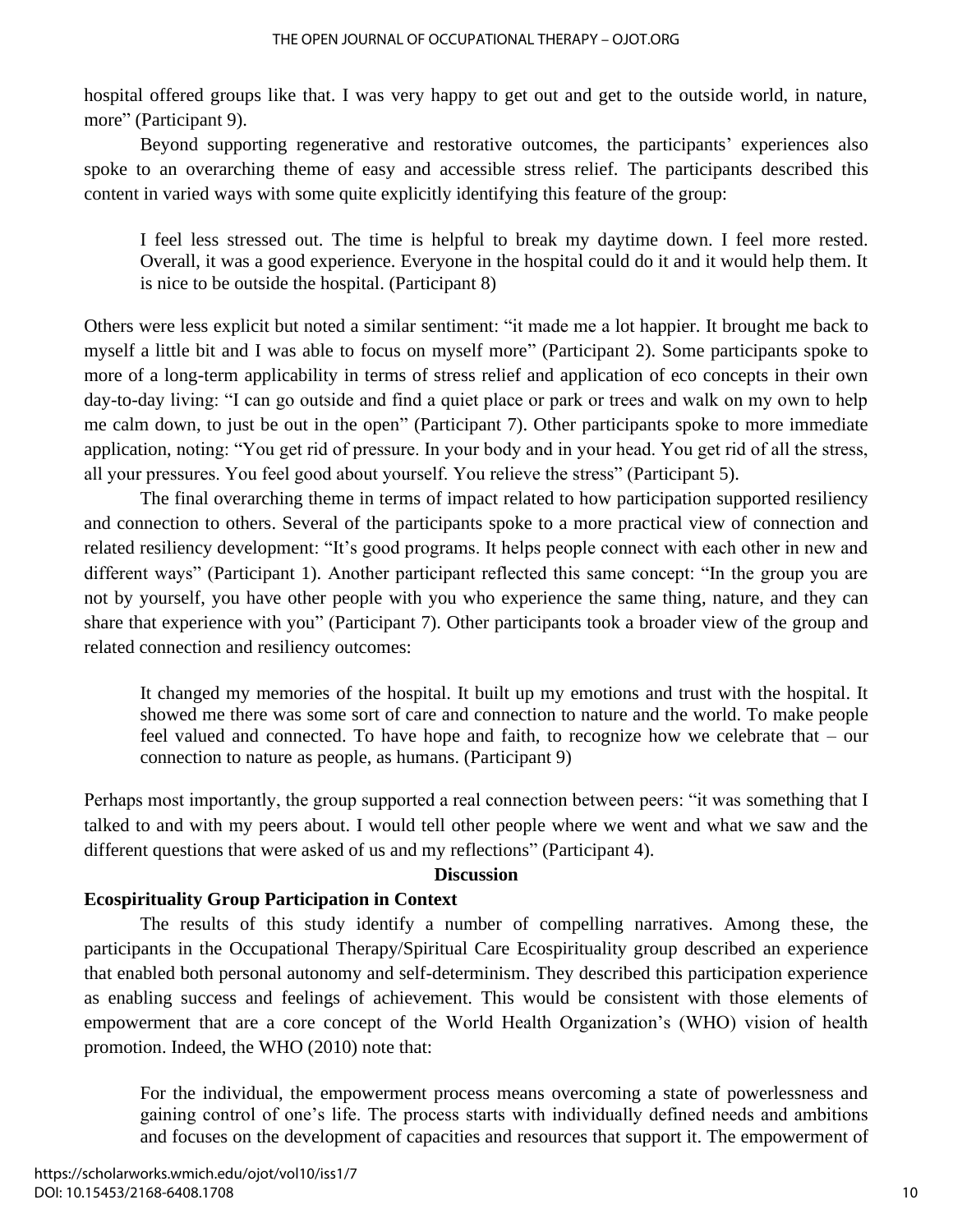hospital offered groups like that. I was very happy to get out and get to the outside world, in nature, more" (Participant 9).

Beyond supporting regenerative and restorative outcomes, the participants' experiences also spoke to an overarching theme of easy and accessible stress relief. The participants described this content in varied ways with some quite explicitly identifying this feature of the group:

> I feel less stressed out. The time is helpful to break my daytime down. I feel more rested. Overall, it was a good experience. Everyone in the hospital could do it and it would help them. It is nice to be outside the hospital. (Participant 8)

Others were less explicit but noted a similar sentiment: "it made me a lot happier. It brought me back to myself a little bit and I was able to focus on myself more" (Participant 2). Some participants spoke to more of a long-term applicability in terms of stress relief and application of eco concepts in their own day-to-day living: "I can go outside and find a quiet place or park or trees and walk on my own to help me calm down, to just be out in the open" (Participant 7). Other participants spoke to more immediate application, noting: "You get rid of pressure. In your body and in your head. You get rid of all the stress, all your pressures. You feel good about yourself. You relieve the stress" (Participant 5).

The final overarching theme in terms of impact related to how participation supported resiliency and connection to others. Several of the participants spoke to a more practical view of connection and related resiliency development: "It's good programs. It helps people connect with each other in new and different ways" (Participant 1). Another participant reflected this same concept: "In the group you are not by yourself, you have other people with you who experience the same thing, nature, and they can share that experience with you" (Participant 7). Other participants took a broader view of the group and related connection and resiliency outcomes:

> It changed my memories of the hospital. It built up my emotions and trust with the hospital. It showed me there was some sort of care and connection to nature and the world. To make people feel valued and connected. To have hope and faith, to recognize how we celebrate that – our connection to nature as people, as humans. (Participant 9)

Perhaps most importantly, the group supported a real connection between peers: "it was something that I talked to and with my peers about. I would tell other people where we went and what we saw and the different questions that were asked of us and my reflections" (Participant 4).

## Discussion

### Ecospirituality Group Participation in Context

The results of this study identify a number of compelling narratives. Among these, the participants in the Occupational Therapy/Spiritual Care Ecospirituality group described an experience that enabled both personal autonomy and self-determinism. They described this participation experience as enabling success and feelings of achievement. This would be consistent with those elements of empowerment that are a core concept of the World Health Organization's (WHO) vision of health promotion. Indeed, the WHO (2010) note that:

> For the individual, the empowerment process means overcoming a state of powerlessness and gaining control of one's life. The process starts with individually defined needs and ambitions and focuses on the development of capacities and resources that support it. The empowerment of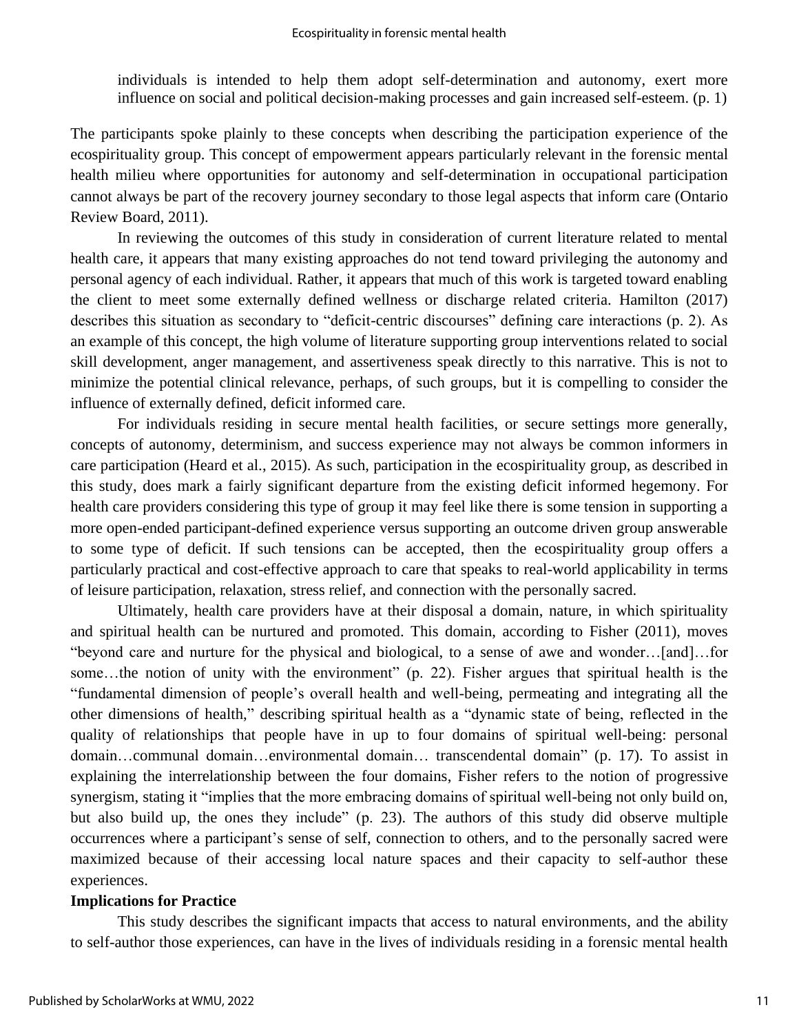individuals is intended to help them adopt self-determination and autonomy, exert more influence on social and political decision-making processes and gain increased self-esteem. (p. 1)

The participants spoke plainly to these concepts when describing the participation experience of the ecospirituality group. This concept of empowerment appears particularly relevant in the forensic mental health milieu where opportunities for autonomy and self-determination in occupational participation cannot always be part of the recovery journey secondary to those legal aspects that inform care (Ontario Review Board, 2011).

In reviewing the outcomes of this study in consideration of current literature related to mental health care, it appears that many existing approaches do not tend toward privileging the autonomy and personal agency of each individual. Rather, it appears that much of this work is targeted toward enabling the client to meet some externally defined wellness or discharge related criteria. Hamilton (2017) describes this situation as secondary to "deficit-centric discourses" defining care interactions (p. 2). As an example of this concept, the high volume of literature supporting group interventions related to social skill development, anger management, and assertiveness speak directly to this narrative. This is not to minimize the potential clinical relevance, perhaps, of such groups, but it is compelling to consider the influence of externally defined, deficit informed care.

For individuals residing in secure mental health facilities, or secure settings more generally, concepts of autonomy, determinism, and success experience may not always be common informers in care participation (Heard et al., 2015). As such, participation in the ecospirituality group, as described in this study, does mark a fairly significant departure from the existing deficit informed hegemony. For health care providers considering this type of group it may feel like there is some tension in supporting a more open-ended participant-defined experience versus supporting an outcome driven group answerable to some type of deficit. If such tensions can be accepted, then the ecospirituality group offers a particularly practical and cost-effective approach to care that speaks to real-world applicability in terms of leisure participation, relaxation, stress relief, and connection with the personally sacred.

Ultimately, health care providers have at their disposal a domain, nature, in which spirituality and spiritual health can be nurtured and promoted. This domain, according to Fisher (2011), moves "beyond care and nurture for the physical and biological, to a sense of awe and wonder…[and]…for some…the notion of unity with the environment" (p. 22). Fisher argues that spiritual health is the "fundamental dimension of people's overall health and well-being, permeating and integrating all the other dimensions of health," describing spiritual health as a "dynamic state of being, reflected in the quality of relationships that people have in up to four domains of spiritual well-being: personal domain…communal domain…environmental domain… transcendental domain" (p. 17). To assist in explaining the interrelationship between the four domains, Fisher refers to the notion of progressive synergism, stating it "implies that the more embracing domains of spiritual well-being not only build on, but also build up, the ones they include" (p. 23). The authors of this study did observe multiple occurrences where a participant's sense of self, connection to others, and to the personally sacred were maximized because of their accessing local nature spaces and their capacity to self-author these experiences.

**Implications for Practice**

This study describes the significant impacts that access to natural environments, and the ability to self-author those experiences, can have in the lives of individuals residing in a forensic mental health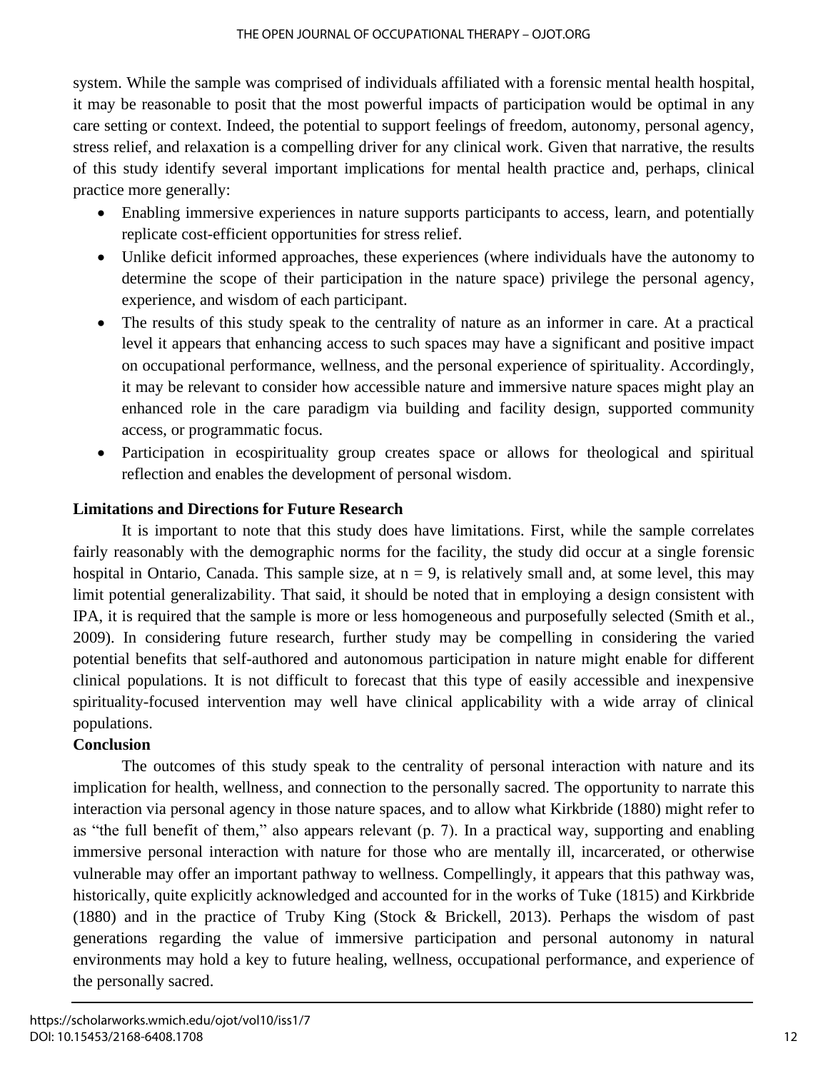system. While the sample was comprised of individuals affiliated with a forensic mental health hospital, it may be reasonable to posit that the most powerful impacts of participation would be optimal in any care setting or context. Indeed, the potential to support feelings of freedom, autonomy, personal agency, stress relief, and relaxation is a compelling driver for any clinical work. Given that narrative, the results of this study identify several important implications for mental health practice and, perhaps, clinical practice more generally:

- Enabling immersive experiences in nature supports participants to access, learn, and potentially replicate cost-efficient opportunities for stress relief.
- Unlike deficit informed approaches, these experiences (where individuals have the autonomy to determine the scope of their participation in the nature space) privilege the personal agency, experience, and wisdom of each participant.
- The results of this study speak to the centrality of nature as an informer in care. At a practical level it appears that enhancing access to such spaces may have a significant and positive impact on occupational performance, wellness, and the personal experience of spirituality. Accordingly, it may be relevant to consider how accessible nature and immersive nature spaces might play an enhanced role in the care paradigm via building and facility design, supported community access, or programmatic focus.
- Participation in ecospirituality group creates space or allows for theological and spiritual reflection and enables the development of personal wisdom.

**Limitations and Directions for Future Research**

It is important to note that this study does have limitations. First, while the sample correlates fairly reasonably with the demographic norms for the facility, the study did occur at a single forensic hospital in Ontario, Canada. This sample size, at $n = 9$, is relatively small and, at some level, this may limit potential generalizability. That said, it should be noted that in employing a design consistent with IPA, it is required that the sample is more or less homogeneous and purposefully selected (Smith et al., 2009). In considering future research, further study may be compelling in considering the varied potential benefits that self-authored and autonomous participation in nature might enable for different clinical populations. It is not difficult to forecast that this type of easily accessible and inexpensive spirituality-focused intervention may well have clinical applicability with a wide array of clinical populations.

**Conclusion**

The outcomes of this study speak to the centrality of personal interaction with nature and its implication for health, wellness, and connection to the personally sacred. The opportunity to narrate this interaction via personal agency in those nature spaces, and to allow what Kirkbride (1880) might refer to as "the full benefit of them," also appears relevant (p. 7). In a practical way, supporting and enabling immersive personal interaction with nature for those who are mentally ill, incarcerated, or otherwise vulnerable may offer an important pathway to wellness. Compellingly, it appears that this pathway was, historically, quite explicitly acknowledged and accounted for in the works of Tuke (1815) and Kirkbride (1880) and in the practice of Truby King (Stock & Brickell, 2013). Perhaps the wisdom of past generations regarding the value of immersive participation and personal autonomy in natural environments may hold a key to future healing, wellness, occupational performance, and experience of the personally sacred.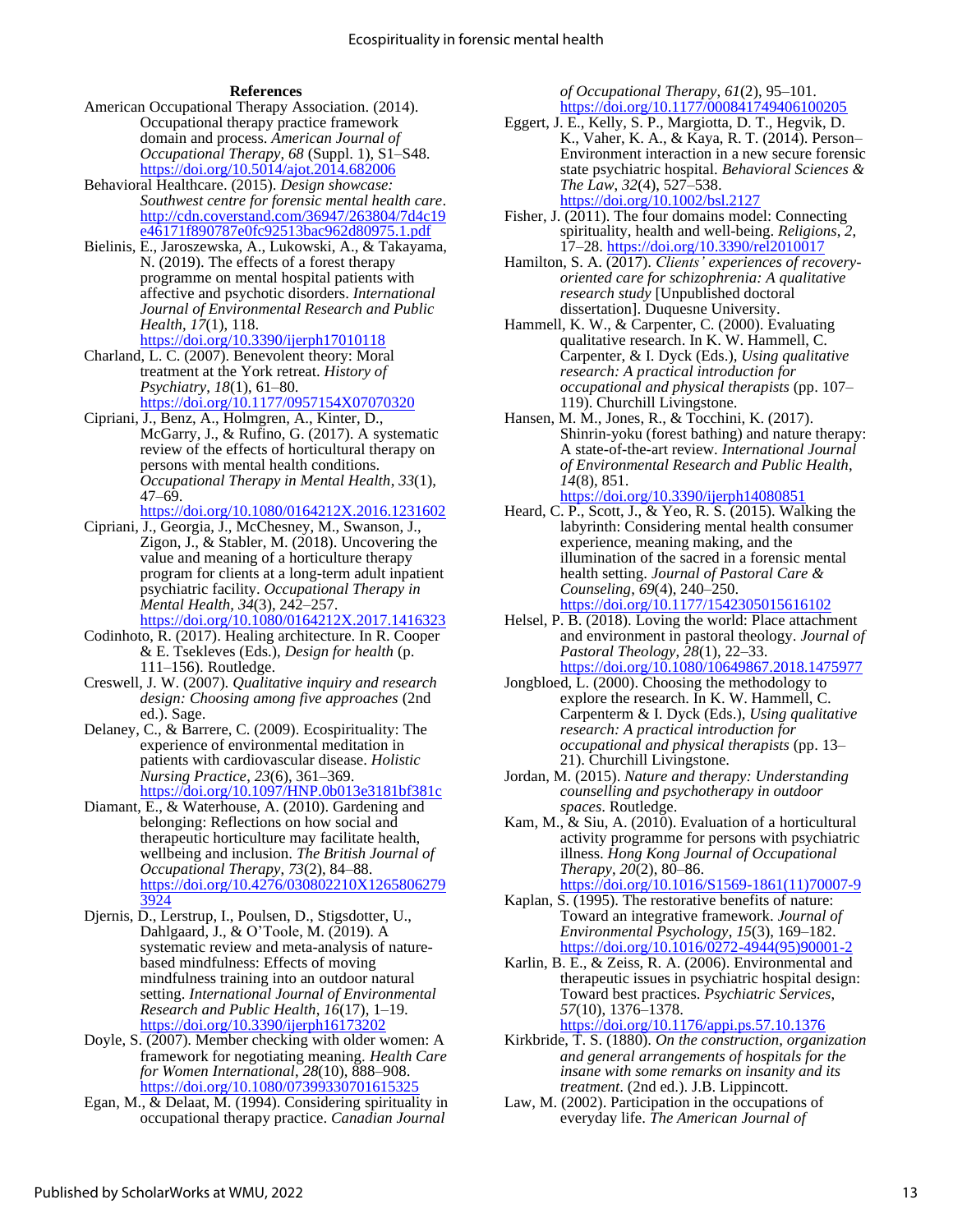### References

American Occupational Therapy Association. (2014). Occupational therapy practice framework domain and process. *American Journal of Occupational Therapy*, *68* (Suppl. 1), S1–S48. https://doi.org/10.5014/ajot.2014.682006

Behavioral Healthcare. (2015). *Design showcase: Southwest centre for forensic mental health care*. http://cdn.coverstand.com/36947/263804/7d4c19e46171f890787e0fc92513bac962d80975.1.pdf

Bielinis, E., Jaroszewska, A., Lukowski, A., & Takayama, N. (2019). The effects of a forest therapy programme on mental hospital patients with affective and psychotic disorders. *International Journal of Environmental Research and Public Health*, *17*(1), 118. https://doi.org/10.3390/ijerph17010118

Charland, L. C. (2007). Benevolent theory: Moral treatment at the York retreat. *History of Psychiatry*, *18*(1), 61–80. https://doi.org/10.1177/0957154X07070320

Cipriani, J., Benz, A., Holmgren, A., Kinter, D., McGarry, J., & Rufino, G. (2017). A systematic review of the effects of horticultural therapy on persons with mental health conditions. *Occupational Therapy in Mental Health*, *33*(1), 47–69. https://doi.org/10.1080/0164212X.2016.1231602

Cipriani, J., Georgia, J., McChesney, M., Swanson, J., Zigon, J., & Stabler, M. (2018). Uncovering the value and meaning of a horticulture therapy program for clients at a long-term adult inpatient psychiatric facility. *Occupational Therapy in Mental Health*, *34*(3), 242–257. https://doi.org/10.1080/0164212X.2017.1416323

Codinhoto, R. (2017). Healing architecture. In R. Cooper & E. Tsekleves (Eds.), *Design for health* (p. 111–156). Routledge.

Creswell, J. W. (2007). *Qualitative inquiry and research design: Choosing among five approaches* (2nd ed.). Sage.

Delaney, C., & Barrere, C. (2009). Ecospirituality: The experience of environmental meditation in patients with cardiovascular disease. *Holistic Nursing Practice*, *23*(6), 361–369. https://doi.org/10.1097/HNP.0b013e3181bf381c

Diamant, E., & Waterhouse, A. (2010). Gardening and belonging: Reflections on how social and therapeutic horticulture may facilitate health, wellbeing and inclusion. *The British Journal of Occupational Therapy*, *73*(2), 84–88. https://doi.org/10.4276/030802210X12658062793924

Djernis, D., Lerstrup, I., Poulsen, D., Stigsdotter, U., Dahlgaard, J., & O'Toole, M. (2019). A systematic review and meta-analysis of nature-based mindfulness: Effects of moving mindfulness training into an outdoor natural setting. *International Journal of Environmental Research and Public Health*, *16*(17), 1–19. https://doi.org/10.3390/ijerph16173202

Doyle, S. (2007). Member checking with older women: A framework for negotiating meaning. *Health Care for Women International*, *28*(10), 888–908. https://doi.org/10.1080/07399330701615325

Egan, M., & Delaat, M. (1994). Considering spirituality in occupational therapy practice. *Canadian Journal of Occupational Therapy*, *61*(2), 95–101. https://doi.org/10.1177/000841749406100205

Eggert, J. E., Kelly, S. P., Margiotta, D. T., Hegvik, D. K., Vaher, K. A., & Kaya, R. T. (2014). Person–Environment interaction in a new secure forensic state psychiatric hospital. *Behavioral Sciences & The Law*, *32*(4), 527–538. https://doi.org/10.1002/bsl.2127

Fisher, J. (2011). The four domains model: Connecting spirituality, health and well-being. *Religions*, *2*, 17–28. https://doi.org/10.3390/rel2010017

Hamilton, S. A. (2017). *Clients' experiences of recovery-oriented care for schizophrenia: A qualitative research study* [Unpublished doctoral dissertation]. Duquesne University.

Hammell, K. W., & Carpenter, C. (2000). Evaluating qualitative research. In K. W. Hammell, C. Carpenter, & I. Dyck (Eds.), *Using qualitative research: A practical introduction for occupational and physical therapists* (pp. 107–119). Churchill Livingstone.

Hansen, M. M., Jones, R., & Tocchini, K. (2017). Shinrin-yoku (forest bathing) and nature therapy: A state-of-the-art review. *International Journal of Environmental Research and Public Health*, *14*(8), 851. https://doi.org/10.3390/ijerph14080851

Heard, C. P., Scott, J., & Yeo, R. S. (2015). Walking the labyrinth: Considering mental health consumer experience, meaning making, and the illumination of the sacred in a forensic mental health setting. *Journal of Pastoral Care & Counseling*, *69*(4), 240–250. https://doi.org/10.1177/1542305015616102

Helsel, P. B. (2018). Loving the world: Place attachment and environment in pastoral theology. *Journal of Pastoral Theology*, *28*(1), 22–33. https://doi.org/10.1080/10649867.2018.1475977

Jongbloed, L. (2000). Choosing the methodology to explore the research. In K. W. Hammell, C. Carpenterm & I. Dyck (Eds.), *Using qualitative research: A practical introduction for occupational and physical therapists* (pp. 13–21). Churchill Livingstone.

Jordan, M. (2015). *Nature and therapy: Understanding counselling and psychotherapy in outdoor spaces*. Routledge.

Kam, M., & Siu, A. (2010). Evaluation of a horticultural activity programme for persons with psychiatric illness. *Hong Kong Journal of Occupational Therapy*, *20*(2), 80–86. https://doi.org/10.1016/S1569-1861(11)70007-9

Kaplan, S. (1995). The restorative benefits of nature: Toward an integrative framework. *Journal of Environmental Psychology*, *15*(3), 169–182. https://doi.org/10.1016/0272-4944(95)90001-2

Karlin, B. E., & Zeiss, R. A. (2006). Environmental and therapeutic issues in psychiatric hospital design: Toward best practices. *Psychiatric Services*, *57*(10), 1376–1378. https://doi.org/10.1176/appi.ps.57.10.1376

Kirkbride, T. S. (1880). *On the construction, organization and general arrangements of hospitals for the insane with some remarks on insanity and its treatment*. (2nd ed.). J.B. Lippincott.

Law, M. (2002). Participation in the occupations of everyday life. *The American Journal of*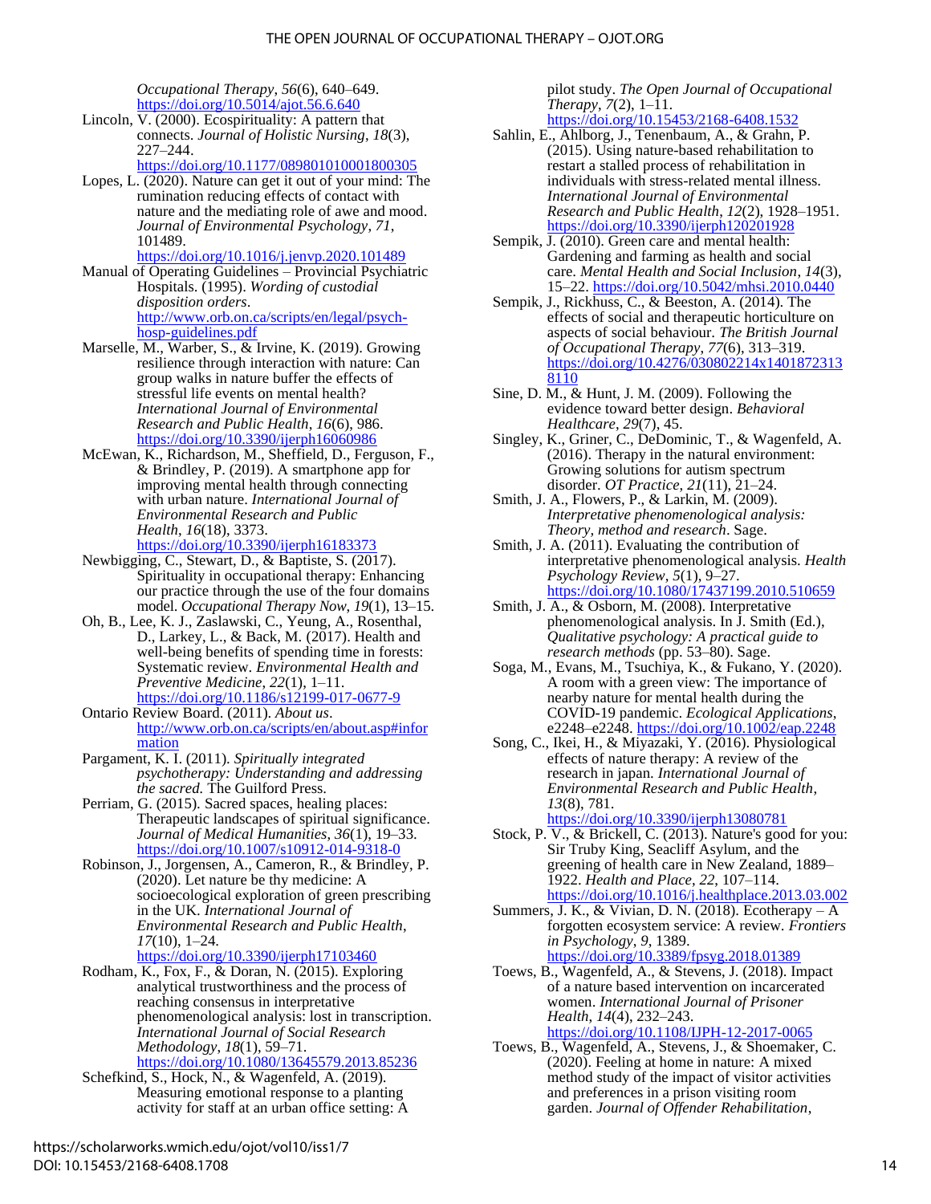*Occupational Therapy*, *56*(6), 640–649. https://doi.org/10.5014/ajot.56.6.640

Lincoln, V. (2000). Ecospirituality: A pattern that connects. *Journal of Holistic Nursing*, *18*(3), 227–244. https://doi.org/10.1177/089801010001800305

Lopes, L. (2020). Nature can get it out of your mind: The rumination reducing effects of contact with nature and the mediating role of awe and mood. *Journal of Environmental Psychology*, *71*, 101489. https://doi.org/10.1016/j.jenvp.2020.101489

Manual of Operating Guidelines – Provincial Psychiatric Hospitals. (1995). *Wording of custodial disposition orders*. http://www.orb.on.ca/scripts/en/legal/psych-hosp-guidelines.pdf

Marselle, M., Warber, S., & Irvine, K. (2019). Growing resilience through interaction with nature: Can group walks in nature buffer the effects of stressful life events on mental health? *International Journal of Environmental Research and Public Health*, *16*(6), 986. https://doi.org/10.3390/ijerph16060986

McEwan, K., Richardson, M., Sheffield, D., Ferguson, F., & Brindley, P. (2019). A smartphone app for improving mental health through connecting with urban nature. *International Journal of Environmental Research and Public Health*, *16*(18), 3373. https://doi.org/10.3390/ijerph16183373

Newbigging, C., Stewart, D., & Baptiste, S. (2017). Spirituality in occupational therapy: Enhancing our practice through the use of the four domains model. *Occupational Therapy Now*, *19*(1), 13–15.

Oh, B., Lee, K. J., Zaslawski, C., Yeung, A., Rosenthal, D., Larkey, L., & Back, M. (2017). Health and well-being benefits of spending time in forests: Systematic review. *Environmental Health and Preventive Medicine*, *22*(1), 1–11. https://doi.org/10.1186/s12199-017-0677-9

Ontario Review Board. (2011). *About us*. http://www.orb.on.ca/scripts/en/about.asp#information

Pargament, K. I. (2011). *Spiritually integrated psychotherapy: Understanding and addressing the sacred.* The Guilford Press.

Perriam, G. (2015). Sacred spaces, healing places: Therapeutic landscapes of spiritual significance. *Journal of Medical Humanities*, *36*(1), 19–33. https://doi.org/10.1007/s10912-014-9318-0

Robinson, J., Jorgensen, A., Cameron, R., & Brindley, P. (2020). Let nature be thy medicine: A socioecological exploration of green prescribing in the UK. *International Journal of Environmental Research and Public Health*, *17*(10), 1–24. https://doi.org/10.3390/ijerph17103460

Rodham, K., Fox, F., & Doran, N. (2015). Exploring analytical trustworthiness and the process of reaching consensus in interpretative phenomenological analysis: lost in transcription. *International Journal of Social Research Methodology*, *18*(1), 59–71. https://doi.org/10.1080/13645579.2013.85236

Schefkind, S., Hock, N., & Wagenfeld, A. (2019). Measuring emotional response to a planting activity for staff at an urban office setting: A pilot study. *The Open Journal of Occupational Therapy*, *7*(2), 1–11. https://doi.org/10.15453/2168-6408.1532

Sahlin, E., Ahlborg, J., Tenenbaum, A., & Grahn, P. (2015). Using nature-based rehabilitation to restart a stalled process of rehabilitation in individuals with stress-related mental illness. *International Journal of Environmental Research and Public Health*, *12*(2), 1928–1951. https://doi.org/10.3390/ijerph120201928

Sempik, J. (2010). Green care and mental health: Gardening and farming as health and social care. *Mental Health and Social Inclusion*, *14*(3), 15–22. https://doi.org/10.5042/mhsi.2010.0440

Sempik, J., Rickhuss, C., & Beeston, A. (2014). The effects of social and therapeutic horticulture on aspects of social behaviour. *The British Journal of Occupational Therapy*, *77*(6), 313–319. https://doi.org/10.4276/030802214x14018723138110

Sine, D. M., & Hunt, J. M. (2009). Following the evidence toward better design. *Behavioral Healthcare*, *29*(7), 45.

Singley, K., Griner, C., DeDominic, T., & Wagenfeld, A. (2016). Therapy in the natural environment: Growing solutions for autism spectrum disorder. *OT Practice*, *21*(11), 21–24.

Smith, J. A., Flowers, P., & Larkin, M. (2009). *Interpretative phenomenological analysis: Theory, method and research*. Sage.

Smith, J. A. (2011). Evaluating the contribution of interpretative phenomenological analysis. *Health Psychology Review*, *5*(1), 9–27. https://doi.org/10.1080/17437199.2010.510659

Smith, J. A., & Osborn, M. (2008). Interpretative phenomenological analysis. In J. Smith (Ed.), *Qualitative psychology: A practical guide to research methods* (pp. 53–80). Sage.

Soga, M., Evans, M., Tsuchiya, K., & Fukano, Y. (2020). A room with a green view: The importance of nearby nature for mental health during the COVID-19 pandemic. *Ecological Applications*, e2248–e2248. https://doi.org/10.1002/eap.2248

Song, C., Ikei, H., & Miyazaki, Y. (2016). Physiological effects of nature therapy: A review of the research in japan. *International Journal of Environmental Research and Public Health*, *13*(8), 781. https://doi.org/10.3390/ijerph13080781

Stock, P. V., & Brickell, C. (2013). Nature's good for you: Sir Truby King, Seacliff Asylum, and the greening of health care in New Zealand, 1889–1922. *Health and Place*, *22*, 107–114. https://doi.org/10.1016/j.healthplace.2013.03.002

Summers, J. K., & Vivian, D. N. (2018). Ecotherapy – A forgotten ecosystem service: A review. *Frontiers in Psychology*, *9*, 1389. https://doi.org/10.3389/fpsyg.2018.01389

Toews, B., Wagenfeld, A., & Stevens, J. (2018). Impact of a nature based intervention on incarcerated women. *International Journal of Prisoner Health*, *14*(4), 232–243. https://doi.org/10.1108/IJPH-12-2017-0065

Toews, B., Wagenfeld, A., Stevens, J., & Shoemaker, C. (2020). Feeling at home in nature: A mixed method study of the impact of visitor activities and preferences in a prison visiting room garden. *Journal of Offender Rehabilitation*,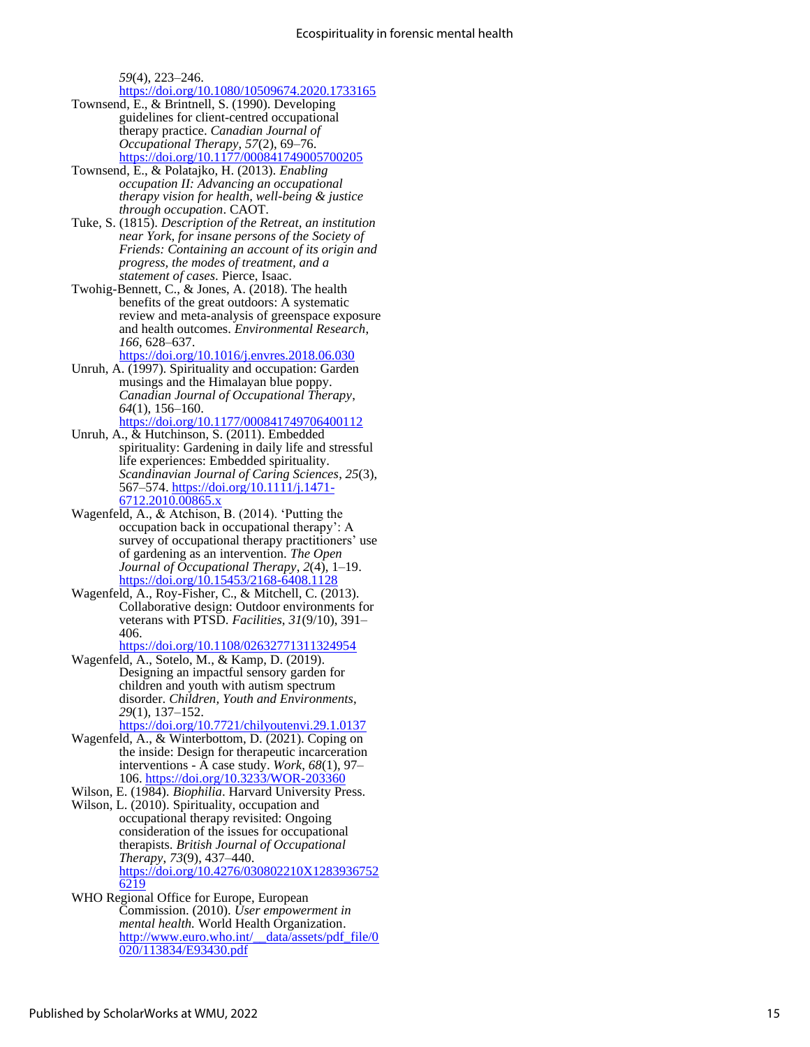*59*(4), 223–246. https://doi.org/10.1080/10509674.2020.1733165

Townsend, E., & Brintnell, S. (1990). Developing guidelines for client-centred occupational therapy practice. *Canadian Journal of Occupational Therapy*, *57*(2), 69–76. https://doi.org/10.1177/000841749005700205

Townsend, E., & Polatajko, H. (2013). *Enabling occupation II: Advancing an occupational therapy vision for health, well-being & justice through occupation*. CAOT.

Tuke, S. (1815). *Description of the Retreat, an institution near York, for insane persons of the Society of Friends: Containing an account of its origin and progress, the modes of treatment, and a statement of cases*. Pierce, Isaac.

Twohig-Bennett, C., & Jones, A. (2018). The health benefits of the great outdoors: A systematic review and meta-analysis of greenspace exposure and health outcomes. *Environmental Research*, *166*, 628–637. https://doi.org/10.1016/j.envres.2018.06.030

Unruh, A. (1997). Spirituality and occupation: Garden musings and the Himalayan blue poppy. *Canadian Journal of Occupational Therapy*, *64*(1), 156–160. https://doi.org/10.1177/000841749706400112

Unruh, A., & Hutchinson, S. (2011). Embedded spirituality: Gardening in daily life and stressful life experiences: Embedded spirituality. *Scandinavian Journal of Caring Sciences*, *25*(3), 567–574. https://doi.org/10.1111/j.1471-6712.2010.00865.x

Wagenfeld, A., & Atchison, B. (2014). 'Putting the occupation back in occupational therapy': A survey of occupational therapy practitioners' use of gardening as an intervention. *The Open Journal of Occupational Therapy*, *2*(4), 1–19. https://doi.org/10.15453/2168-6408.1128

Wagenfeld, A., Roy-Fisher, C., & Mitchell, C. (2013). Collaborative design: Outdoor environments for veterans with PTSD. *Facilities*, *31*(9/10), 391–406. https://doi.org/10.1108/02632771311324954

Wagenfeld, A., Sotelo, M., & Kamp, D. (2019). Designing an impactful sensory garden for children and youth with autism spectrum disorder. *Children, Youth and Environments*, *29*(1), 137–152. https://doi.org/10.7721/chilyoutenvi.29.1.0137

Wagenfeld, A., & Winterbottom, D. (2021). Coping on the inside: Design for therapeutic incarceration interventions - A case study. *Work*, *68*(1), 97–106. https://doi.org/10.3233/WOR-203360

Wilson, E. (1984). *Biophilia*. Harvard University Press.

Wilson, L. (2010). Spirituality, occupation and occupational therapy revisited: Ongoing consideration of the issues for occupational therapists. *British Journal of Occupational Therapy*, *73*(9), 437–440. https://doi.org/10.4276/030802210X12839367526219

WHO Regional Office for Europe, European Commission. (2010). *User empowerment in mental health.* World Health Organization. http://www.euro.who.int/__data/assets/pdf_file/0020/113834/E93430.pdf